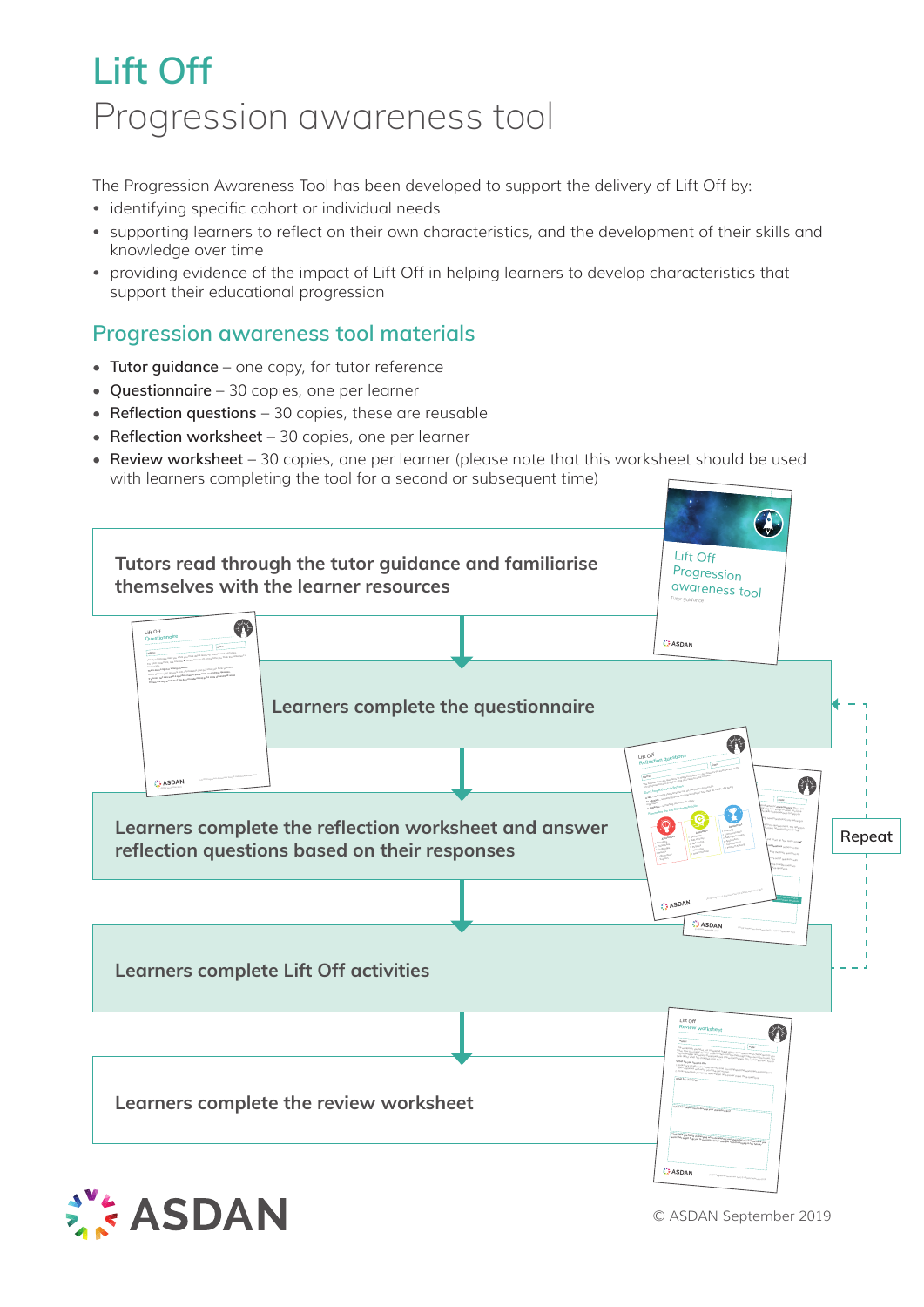# Lift Off

## Progression awareness tool

The Progression Awareness Tool has been developed to support the delivery of Lift Off by:

- identifying specific cohort or individual needs
- supporting learners to reflect on their own characteristics, and the development of their skills and knowledge over time
- providing evidence of the impact of Lift Off in helping learners to develop characteristics that support their educational progression

## Progression awareness tool materials

- **Tutor guidance** – one copy, for tutor reference
- **Questionnaire** – 30 copies, one per learner
- **Reflection questions** – 30 copies, these are reusable
- **Reflection worksheet** – 30 copies, one per learner
- **Review worksheet** – 30 copies, one per learner (please note that this worksheet should be used with learners completing the tool for a second or subsequent time)

**Tutors read through the tutor guidance and familiarise themselves with the learner resources**

↓

**Learners complete the questionnaire**

↓

**Learners complete the reflection worksheet and answer reflection questions based on their responses**

↓

**Learners complete Lift Off activities**

↓

**Learners complete the review worksheet**

Repeat

© ASDAN September 2019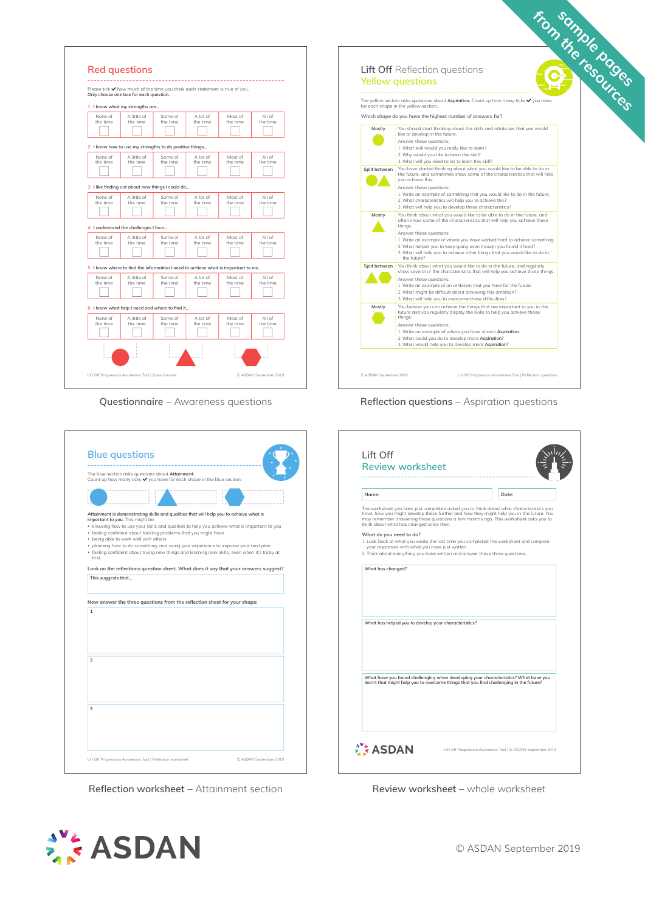sample pages from the resources

## Red questions

Please tick ✔ how much of the time you think each statement is true of you. Only choose one box for each question.

1 I know what my strengths are...

| None of the time | A little of the time | Some of the time | A lot of the time | Most of the time | All of the time |
|---|---|---|---|---|---|
| ☐ | ☐ | ☐ | ☐ | ☐ | ☐ |

2 I know how to use my strengths to do positive things...

| None of the time | A little of the time | Some of the time | A lot of the time | Most of the time | All of the time |
|---|---|---|---|---|---|
| ☐ | ☐ | ☐ | ☐ | ☐ | ☐ |

3 I like finding out about new things I could do...

| None of the time | A little of the time | Some of the time | A lot of the time | Most of the time | All of the time |
|---|---|---|---|---|---|
| ☐ | ☐ | ☐ | ☐ | ☐ | ☐ |

4 I understand the challenges I face...

| None of the time | A little of the time | Some of the time | A lot of the time | Most of the time | All of the time |
|---|---|---|---|---|---|
| ☐ | ☐ | ☐ | ☐ | ☐ | ☐ |

5 I know where to find the information I need to achieve what is important to me...

| None of the time | A little of the time | Some of the time | A lot of the time | Most of the time | All of the time |
|---|---|---|---|---|---|
| ☐ | ☐ | ☐ | ☐ | ☐ | ☐ |

6 I know what help I need and where to find it...

| None of the time | A little of the time | Some of the time | A lot of the time | Most of the time | All of the time |
|---|---|---|---|---|---|
| ☐ | ☐ | ☐ | ☐ | ☐ | ☐ |

Lift Off Progression Awareness Tool | Questionnaire © ASDAN September 2019

**Questionnaire** – Awareness questions

## Lift Off Reflection questions
## Yellow questions

The yellow section asks questions about **Aspiration**. Count up how many ticks ✔ you have for each shape in the yellow section.

Which shape do you have the highest number of answers for?

| | |
|---|---|
| Mostly (circle) | You should start thinking about the skills and attributes that you would like to develop in the future.<br>Answer these questions:<br>1. What skill would you really like to learn?<br>2. Why would you like to learn this skill?<br>3. What will you need to do to learn this skill? |
| Split between (circle, triangle) | You have started thinking about what you would like to be able to do in the future, and sometimes show some of the characteristics that will help you achieve this.<br>Answer these questions:<br>1. Write an example of something that you would like to do in the future.<br>2. What characteristics will help you to achieve this?<br>3. What will help you to develop these characteristics? |
| Mostly (triangle) | You think about what you would like to be able to do in the future, and often show some of the characteristics that will help you achieve these things.<br>Answer these questions:<br>1. Write an example of where you have worked hard to achieve something.<br>2. What helped you to keep going even though you found it hard?<br>3. What will help you to achieve other things that you would like to do in the future? |
| Split between (triangle, hexagon) | You think about what you would like to do in the future, and regularly show several of the characteristics that will help you achieve those things.<br>Answer these questions:<br>1. Write an example of an ambition that you have for the future.<br>2. What might be difficult about achieving this ambition?<br>3. What will help you to overcome these difficulties? |
| Mostly (hexagon) | You believe you can achieve the things that are important to you in the future and you regularly display the skills to help you achieve those things.<br>Answer these questions:<br>1. Write an example of where you have shown **Aspiration**.<br>2. What could you do to develop more **Aspiration**?<br>3. What would help you to develop more **Aspiration**? |

© ASDAN September 2019 Lift Off Progression Awareness Tool | Reflection questions

**Reflection questions** – Aspiration questions

## Blue questions

The blue section asks questions about **Attainment**. Count up how many ticks ✔ you have for each shape in the blue section.

**Attainment is demonstrating skills and qualities that will help you to achieve what is important to you.** This might be:

- knowing how to use your skills and qualities to help you achieve what is important to you
- feeling confident about tackling problems that you might have
- being able to work well with others
- planning how to do something, and using your experience to improve your next plan
- feeling confident about trying new things and learning new skills, even when it's tricky at first

**Look on the reflections question sheet. What does it say that your answers suggest?**

This suggests that...

**Now answer the three questions from the reflection sheet for your shape:**

1

2

3

Lift Off Progression Awareness Tool | Reflection worksheet © ASDAN September 2019

**Reflection worksheet** – Attainment section

## Lift Off
## Review worksheet

Name: Date:

The worksheet you have just completed asked you to think about what characteristics you have, how you might develop these further and how they might help you in the future. You may remember answering these questions a few months ago. This worksheet asks you to think about what has changed since then.

**What do you need to do?**

1. Look back at what you wrote the last time you completed the worksheet and compare your responses with what you have just written.
2. Think about everything you have written and answer these three questions:

What has changed?

What has helped you to develop your characteristics?

What have you found challenging when developing your characteristics? What have you learnt that might help you to overcome things that you find challenging in the future?

ASDAN Lift Off Progression Awareness Tool | © ASDAN September 2019

**Review worksheet** – whole worksheet

ASDAN

© ASDAN September 2019